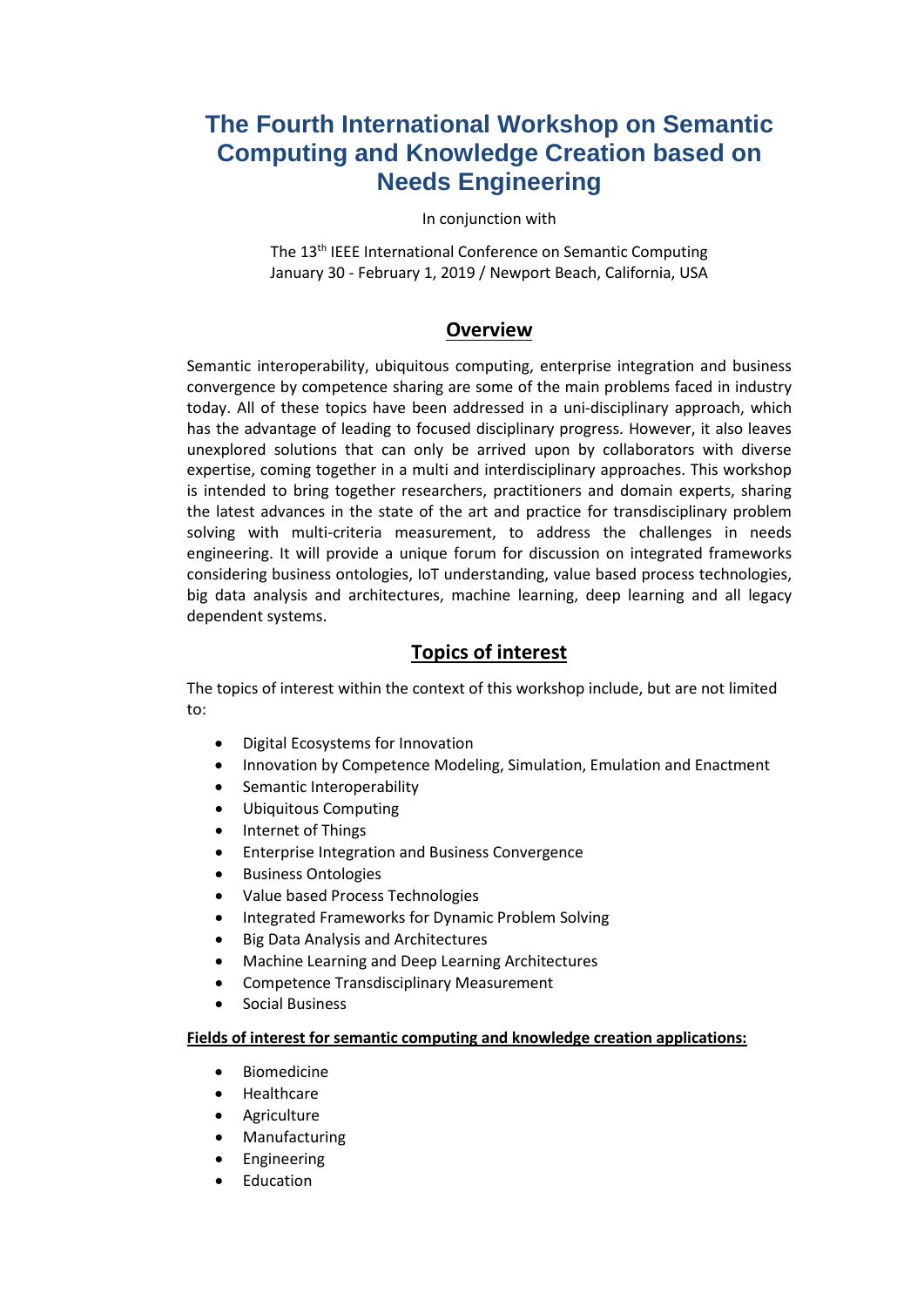# The Fourth International Workshop on Semantic Computing and Knowledge Creation based on Needs Engineering

In conjunction with

The 13th IEEE International Conference on Semantic Computing
January 30 - February 1, 2019 / Newport Beach, California, USA

## Overview

Semantic interoperability, ubiquitous computing, enterprise integration and business convergence by competence sharing are some of the main problems faced in industry today. All of these topics have been addressed in a uni-disciplinary approach, which has the advantage of leading to focused disciplinary progress. However, it also leaves unexplored solutions that can only be arrived upon by collaborators with diverse expertise, coming together in a multi and interdisciplinary approaches. This workshop is intended to bring together researchers, practitioners and domain experts, sharing the latest advances in the state of the art and practice for transdisciplinary problem solving with multi-criteria measurement, to address the challenges in needs engineering. It will provide a unique forum for discussion on integrated frameworks considering business ontologies, IoT understanding, value based process technologies, big data analysis and architectures, machine learning, deep learning and all legacy dependent systems.

## Topics of interest

The topics of interest within the context of this workshop include, but are not limited to:

- Digital Ecosystems for Innovation
- Innovation by Competence Modeling, Simulation, Emulation and Enactment
- Semantic Interoperability
- Ubiquitous Computing
- Internet of Things
- Enterprise Integration and Business Convergence
- Business Ontologies
- Value based Process Technologies
- Integrated Frameworks for Dynamic Problem Solving
- Big Data Analysis and Architectures
- Machine Learning and Deep Learning Architectures
- Competence Transdisciplinary Measurement
- Social Business

**Fields of interest for semantic computing and knowledge creation applications:**

- Biomedicine
- Healthcare
- Agriculture
- Manufacturing
- Engineering
- Education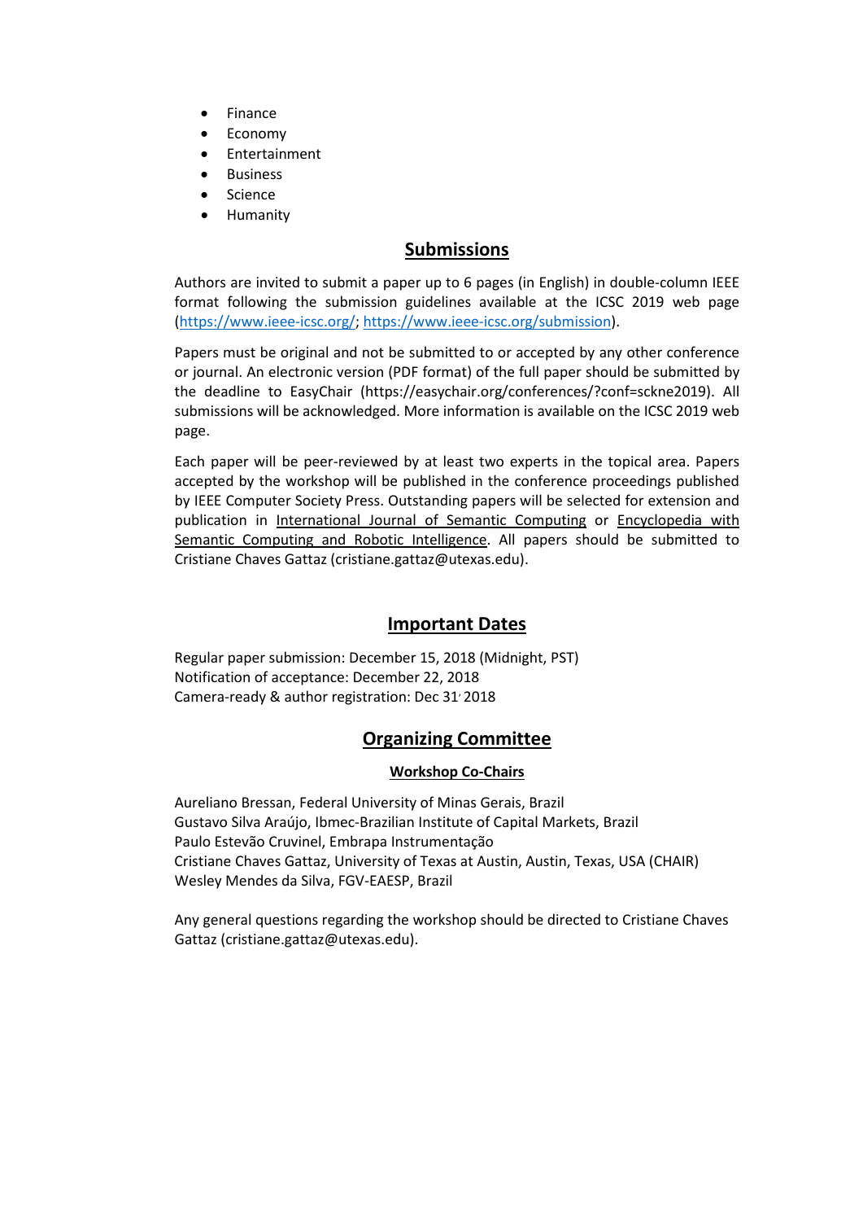- Finance
- Economy
- Entertainment
- Business
- Science
- Humanity

## Submissions

Authors are invited to submit a paper up to 6 pages (in English) in double-column IEEE format following the submission guidelines available at the ICSC 2019 web page (https://www.ieee-icsc.org/; https://www.ieee-icsc.org/submission).

Papers must be original and not be submitted to or accepted by any other conference or journal. An electronic version (PDF format) of the full paper should be submitted by the deadline to EasyChair (https://easychair.org/conferences/?conf=sckne2019). All submissions will be acknowledged. More information is available on the ICSC 2019 web page.

Each paper will be peer-reviewed by at least two experts in the topical area. Papers accepted by the workshop will be published in the conference proceedings published by IEEE Computer Society Press. Outstanding papers will be selected for extension and publication in International Journal of Semantic Computing or Encyclopedia with Semantic Computing and Robotic Intelligence. All papers should be submitted to Cristiane Chaves Gattaz (cristiane.gattaz@utexas.edu).

## Important Dates

Regular paper submission: December 15, 2018 (Midnight, PST)
Notification of acceptance: December 22, 2018
Camera-ready & author registration: Dec 31, 2018

## Organizing Committee

### Workshop Co-Chairs

Aureliano Bressan, Federal University of Minas Gerais, Brazil
Gustavo Silva Araújo, Ibmec-Brazilian Institute of Capital Markets, Brazil
Paulo Estevão Cruvinel, Embrapa Instrumentação
Cristiane Chaves Gattaz, University of Texas at Austin, Austin, Texas, USA (CHAIR)
Wesley Mendes da Silva, FGV-EAESP, Brazil

Any general questions regarding the workshop should be directed to Cristiane Chaves Gattaz (cristiane.gattaz@utexas.edu).